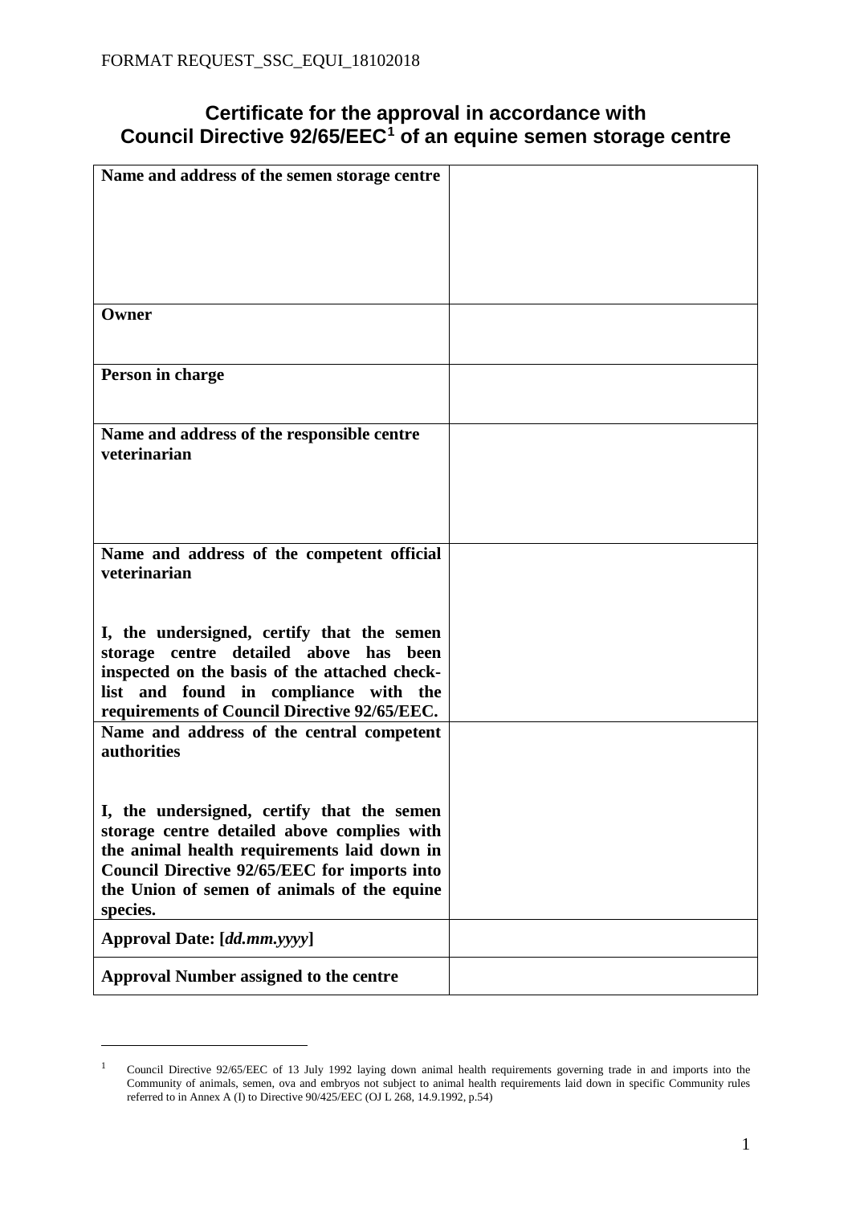FORMAT REQUEST_SSC_EQUI_18102018

# Certificate for the approval in accordance with Council Directive 92/65/EEC[1] of an equine semen storage centre

| | |
|---|---|
| **Name and address of the semen storage centre** | |
| **Owner** | |
| **Person in charge** | |
| **Name and address of the responsible centre veterinarian** | |
| **Name and address of the competent official veterinarian**<br><br>**I, the undersigned, certify that the semen storage centre detailed above has been inspected on the basis of the attached check-list and found in compliance with the requirements of Council Directive 92/65/EEC.** | |
| **Name and address of the central competent authorities**<br><br>**I, the undersigned, certify that the semen storage centre detailed above complies with the animal health requirements laid down in Council Directive 92/65/EEC for imports into the Union of semen of animals of the equine species.** | |
| **Approval Date: [*dd.mm.yyyy*]** | |
| **Approval Number assigned to the centre** | |

[1] Council Directive 92/65/EEC of 13 July 1992 laying down animal health requirements governing trade in and imports into the Community of animals, semen, ova and embryos not subject to animal health requirements laid down in specific Community rules referred to in Annex A (I) to Directive 90/425/EEC (OJ L 268, 14.9.1992, p.54)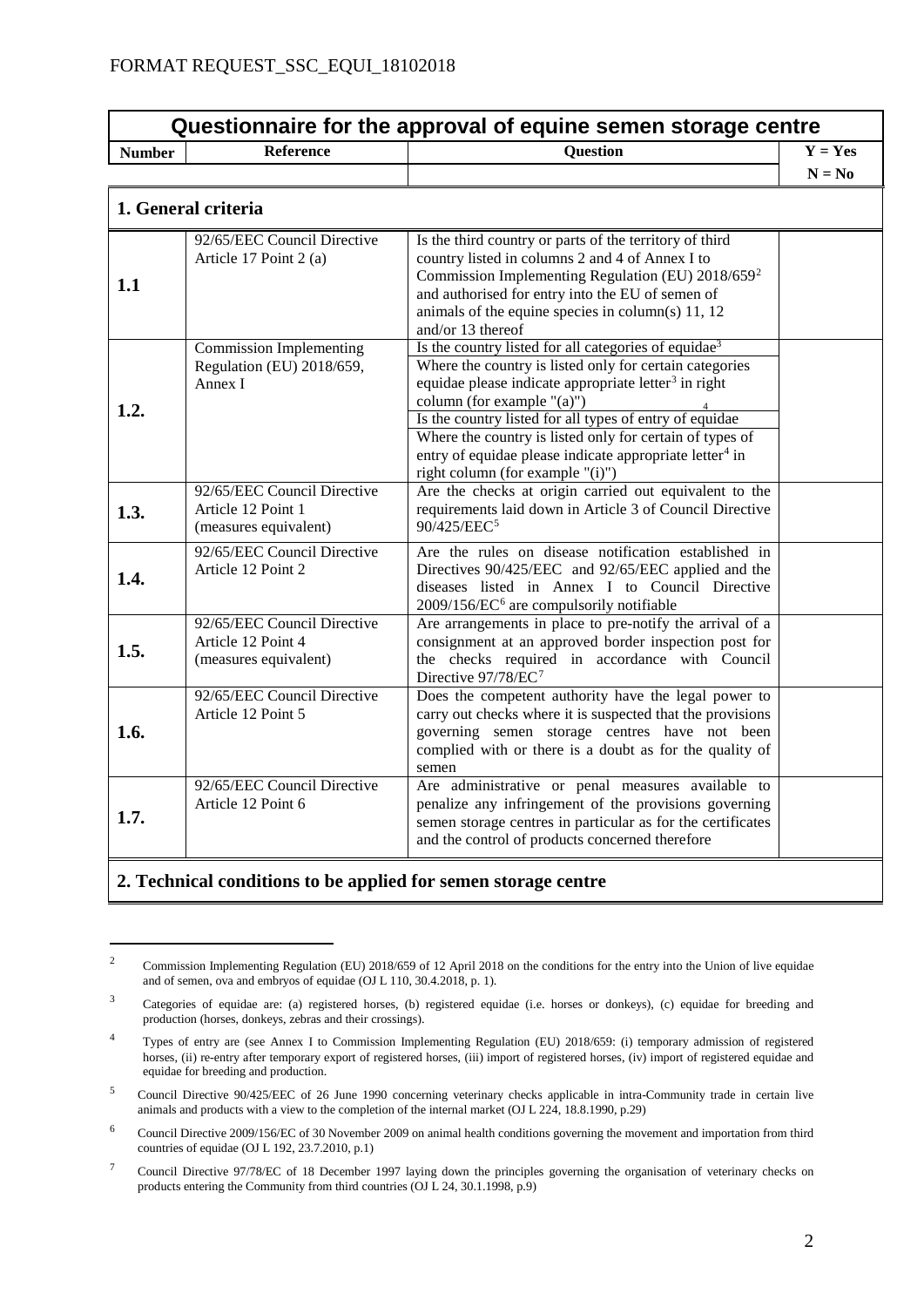FORMAT REQUEST_SSC_EQUI_18102018

| Questionnaire for the approval of equine semen storage centre | | | |
|---|---|---|---|
| **Number** | **Reference** | **Question** | **Y = Yes**<br>**N = No** |
| **1. General criteria** | | | |
| **1.1** | 92/65/EEC Council Directive Article 17 Point 2 (a) | Is the third country or parts of the territory of third country listed in columns 2 and 4 of Annex I to Commission Implementing Regulation (EU) 2018/659[2] and authorised for entry into the EU of semen of animals of the equine species in column(s) 11, 12 and/or 13 thereof | |
| **1.2.** | Commission Implementing Regulation (EU) 2018/659, Annex I | Is the country listed for all categories of equidae[3]<br>Where the country is listed only for certain categories equidae please indicate appropriate letter[3] in right column (for example "(a)")<br>Is the country listed for all types of entry of equidae[4]<br>Where the country is listed only for certain of types of entry of equidae please indicate appropriate letter[4] in right column (for example "(i)") | |
| **1.3.** | 92/65/EEC Council Directive Article 12 Point 1 (measures equivalent) | Are the checks at origin carried out equivalent to the requirements laid down in Article 3 of Council Directive 90/425/EEC[5] | |
| **1.4.** | 92/65/EEC Council Directive Article 12 Point 2 | Are the rules on disease notification established in Directives 90/425/EEC and 92/65/EEC applied and the diseases listed in Annex I to Council Directive 2009/156/EC[6] are compulsorily notifiable | |
| **1.5.** | 92/65/EEC Council Directive Article 12 Point 4 (measures equivalent) | Are arrangements in place to pre-notify the arrival of a consignment at an approved border inspection post for the checks required in accordance with Council Directive 97/78/EC[7] | |
| **1.6.** | 92/65/EEC Council Directive Article 12 Point 5 | Does the competent authority have the legal power to carry out checks where it is suspected that the provisions governing semen storage centres have not been complied with or there is a doubt as for the quality of semen | |
| **1.7.** | 92/65/EEC Council Directive Article 12 Point 6 | Are administrative or penal measures available to penalize any infringement of the provisions governing semen storage centres in particular as for the certificates and the control of products concerned therefore | |
| **2. Technical conditions to be applied for semen storage centre** | | | |

[2] Commission Implementing Regulation (EU) 2018/659 of 12 April 2018 on the conditions for the entry into the Union of live equidae and of semen, ova and embryos of equidae (OJ L 110, 30.4.2018, p. 1).

[3] Categories of equidae are: (a) registered horses, (b) registered equidae (i.e. horses or donkeys), (c) equidae for breeding and production (horses, donkeys, zebras and their crossings).

[4] Types of entry are (see Annex I to Commission Implementing Regulation (EU) 2018/659: (i) temporary admission of registered horses, (ii) re-entry after temporary export of registered horses, (iii) import of registered horses, (iv) import of registered equidae and equidae for breeding and production.

[5] Council Directive 90/425/EEC of 26 June 1990 concerning veterinary checks applicable in intra-Community trade in certain live animals and products with a view to the completion of the internal market (OJ L 224, 18.8.1990, p.29)

[6] Council Directive 2009/156/EC of 30 November 2009 on animal health conditions governing the movement and importation from third countries of equidae (OJ L 192, 23.7.2010, p.1)

[7] Council Directive 97/78/EC of 18 December 1997 laying down the principles governing the organisation of veterinary checks on products entering the Community from third countries (OJ L 24, 30.1.1998, p.9)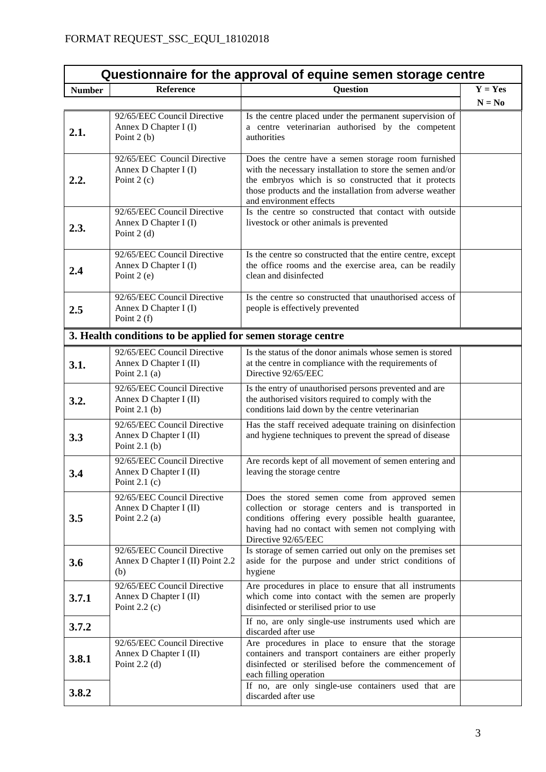FORMAT REQUEST_SSC_EQUI_18102018

| Questionnaire for the approval of equine semen storage centre | | | |
|---|---|---|---|
| **Number** | **Reference** | **Question** | **Y = Yes N = No** |
| **2.1.** | 92/65/EEC Council Directive Annex D Chapter I (I) Point 2 (b) | Is the centre placed under the permanent supervision of a centre veterinarian authorised by the competent authorities | |
| **2.2.** | 92/65/EEC Council Directive Annex D Chapter I (I) Point 2 (c) | Does the centre have a semen storage room furnished with the necessary installation to store the semen and/or the embryos which is so constructed that it protects those products and the installation from adverse weather and environment effects | |
| **2.3.** | 92/65/EEC Council Directive Annex D Chapter I (I) Point 2 (d) | Is the centre so constructed that contact with outside livestock or other animals is prevented | |
| **2.4** | 92/65/EEC Council Directive Annex D Chapter I (I) Point 2 (e) | Is the centre so constructed that the entire centre, except the office rooms and the exercise area, can be readily clean and disinfected | |
| **2.5** | 92/65/EEC Council Directive Annex D Chapter I (I) Point 2 (f) | Is the centre so constructed that unauthorised access of people is effectively prevented | |
| **3. Health conditions to be applied for semen storage centre** | | | |
| **3.1.** | 92/65/EEC Council Directive Annex D Chapter I (II) Point 2.1 (a) | Is the status of the donor animals whose semen is stored at the centre in compliance with the requirements of Directive 92/65/EEC | |
| **3.2.** | 92/65/EEC Council Directive Annex D Chapter I (II) Point 2.1 (b) | Is the entry of unauthorised persons prevented and are the authorised visitors required to comply with the conditions laid down by the centre veterinarian | |
| **3.3** | 92/65/EEC Council Directive Annex D Chapter I (II) Point 2.1 (b) | Has the staff received adequate training on disinfection and hygiene techniques to prevent the spread of disease | |
| **3.4** | 92/65/EEC Council Directive Annex D Chapter I (II) Point 2.1 (c) | Are records kept of all movement of semen entering and leaving the storage centre | |
| **3.5** | 92/65/EEC Council Directive Annex D Chapter I (II) Point 2.2 (a) | Does the stored semen come from approved semen collection or storage centers and is transported in conditions offering every possible health guarantee, having had no contact with semen not complying with Directive 92/65/EEC | |
| **3.6** | 92/65/EEC Council Directive Annex D Chapter I (II) Point 2.2 (b) | Is storage of semen carried out only on the premises set aside for the purpose and under strict conditions of hygiene | |
| **3.7.1** | 92/65/EEC Council Directive Annex D Chapter I (II) Point 2.2 (c) | Are procedures in place to ensure that all instruments which come into contact with the semen are properly disinfected or sterilised prior to use | |
| **3.7.2** | | If no, are only single-use instruments used which are discarded after use | |
| **3.8.1** | 92/65/EEC Council Directive Annex D Chapter I (II) Point 2.2 (d) | Are procedures in place to ensure that the storage containers and transport containers are either properly disinfected or sterilised before the commencement of each filling operation | |
| **3.8.2** | | If no, are only single-use containers used that are discarded after use | |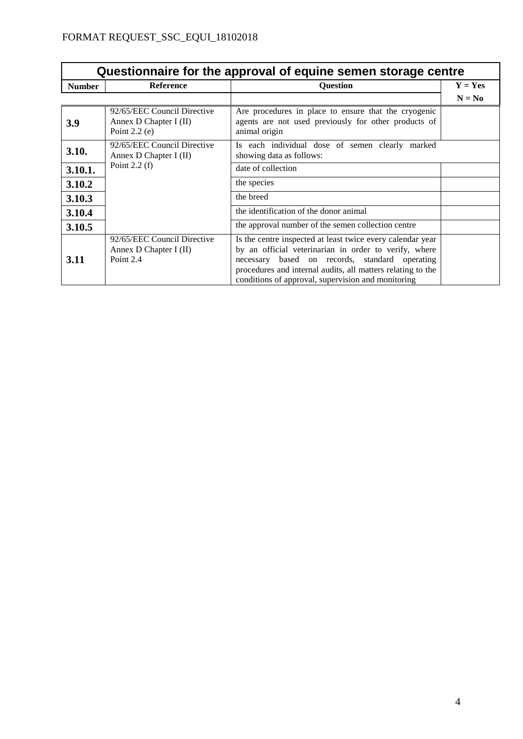| Questionnaire for the approval of equine semen storage centre | | | |
|---|---|---|---|
| **Number** | **Reference** | **Question** | **Y = Yes** **N = No** |
| **3.9** | 92/65/EEC Council Directive Annex D Chapter I (II) Point 2.2 (e) | Are procedures in place to ensure that the cryogenic agents are not used previously for other products of animal origin | |
| **3.10.** | 92/65/EEC Council Directive Annex D Chapter I (II) Point 2.2 (f) | Is each individual dose of semen clearly marked showing data as follows: | |
| **3.10.1.** | | date of collection | |
| **3.10.2** | | the species | |
| **3.10.3** | | the breed | |
| **3.10.4** | | the identification of the donor animal | |
| **3.10.5** | | the approval number of the semen collection centre | |
| **3.11** | 92/65/EEC Council Directive Annex D Chapter I (II) Point 2.4 | Is the centre inspected at least twice every calendar year by an official veterinarian in order to verify, where necessary based on records, standard operating procedures and internal audits, all matters relating to the conditions of approval, supervision and monitoring | |